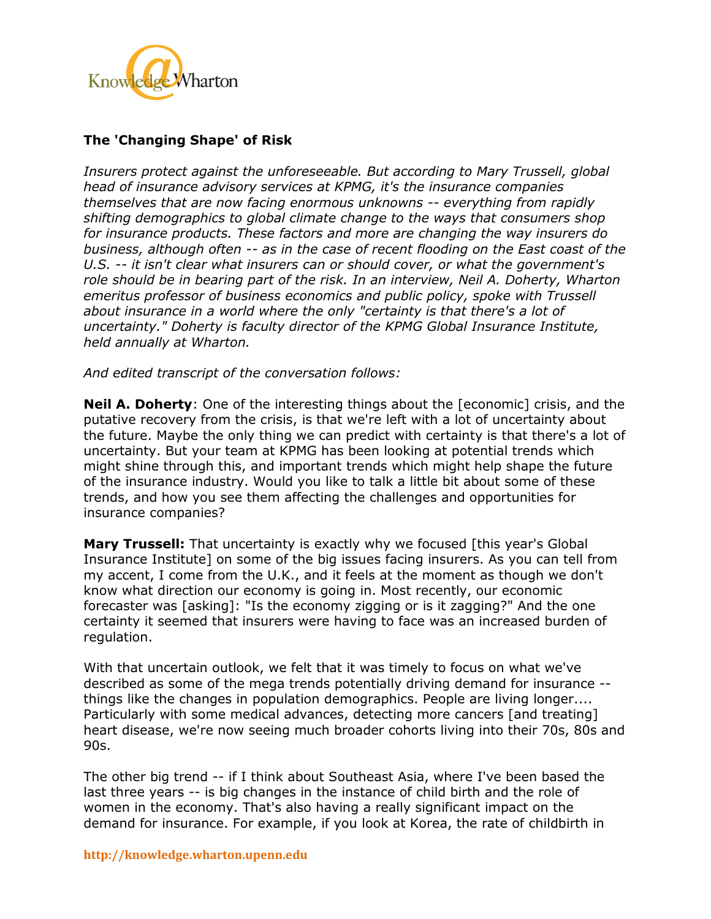# The 'Changing Shape' of Risk

*Insurers protect against the unforeseeable. But according to Mary Trussell, global head of insurance advisory services at KPMG, it's the insurance companies themselves that are now facing enormous unknowns -- everything from rapidly shifting demographics to global climate change to the ways that consumers shop for insurance products. These factors and more are changing the way insurers do business, although often -- as in the case of recent flooding on the East coast of the U.S. -- it isn't clear what insurers can or should cover, or what the government's role should be in bearing part of the risk. In an interview, Neil A. Doherty, Wharton emeritus professor of business economics and public policy, spoke with Trussell about insurance in a world where the only "certainty is that there's a lot of uncertainty." Doherty is faculty director of the KPMG Global Insurance Institute, held annually at Wharton.*

*And edited transcript of the conversation follows:*

**Neil A. Doherty**: One of the interesting things about the [economic] crisis, and the putative recovery from the crisis, is that we're left with a lot of uncertainty about the future. Maybe the only thing we can predict with certainty is that there's a lot of uncertainty. But your team at KPMG has been looking at potential trends which might shine through this, and important trends which might help shape the future of the insurance industry. Would you like to talk a little bit about some of these trends, and how you see them affecting the challenges and opportunities for insurance companies?

**Mary Trussell:** That uncertainty is exactly why we focused [this year's Global Insurance Institute] on some of the big issues facing insurers. As you can tell from my accent, I come from the U.K., and it feels at the moment as though we don't know what direction our economy is going in. Most recently, our economic forecaster was [asking]: "Is the economy zigging or is it zagging?" And the one certainty it seemed that insurers were having to face was an increased burden of regulation.

With that uncertain outlook, we felt that it was timely to focus on what we've described as some of the mega trends potentially driving demand for insurance -- things like the changes in population demographics. People are living longer.... Particularly with some medical advances, detecting more cancers [and treating] heart disease, we're now seeing much broader cohorts living into their 70s, 80s and 90s.

The other big trend -- if I think about Southeast Asia, where I've been based the last three years -- is big changes in the instance of child birth and the role of women in the economy. That's also having a really significant impact on the demand for insurance. For example, if you look at Korea, the rate of childbirth in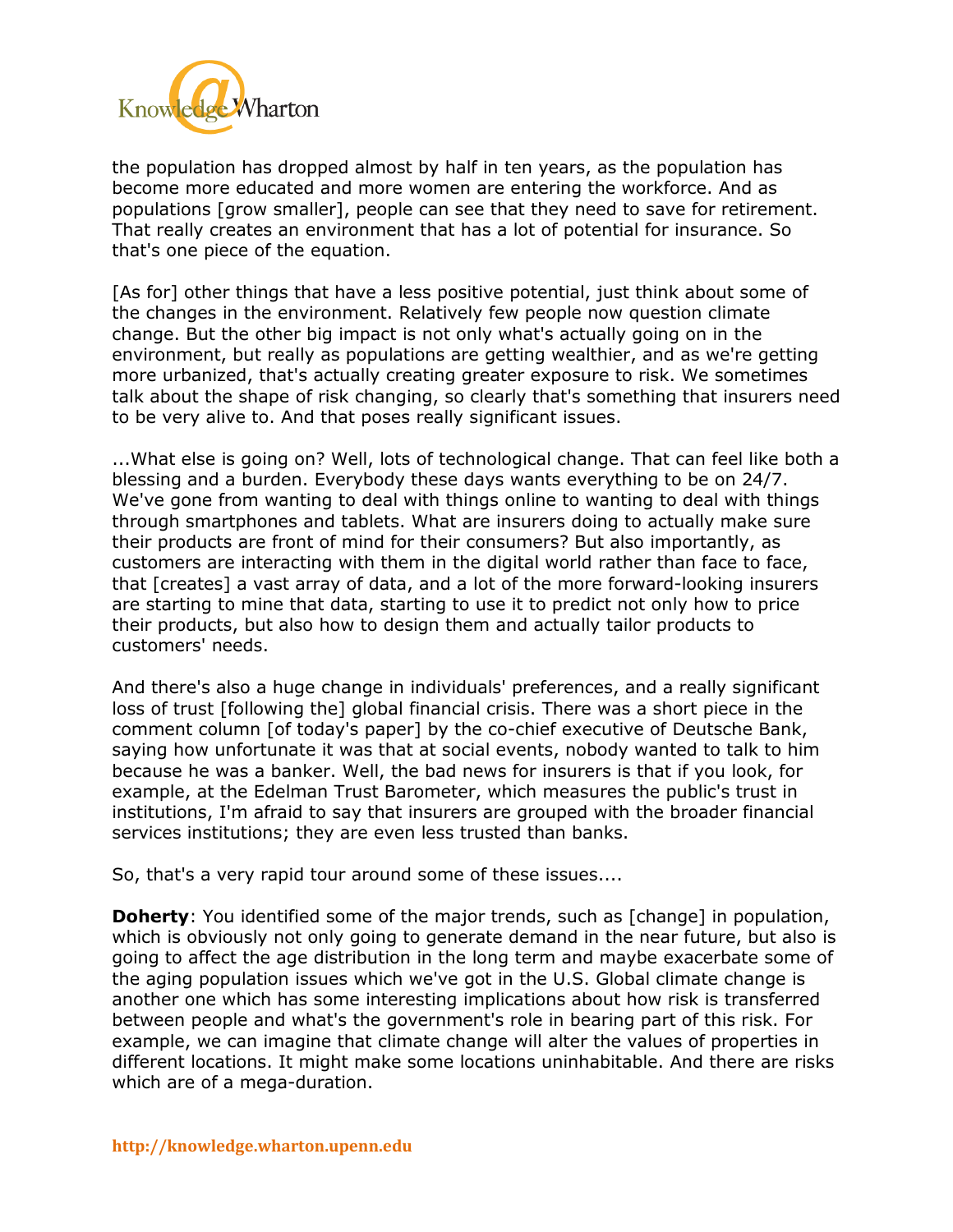the population has dropped almost by half in ten years, as the population has become more educated and more women are entering the workforce. And as populations [grow smaller], people can see that they need to save for retirement. That really creates an environment that has a lot of potential for insurance. So that's one piece of the equation.

[As for] other things that have a less positive potential, just think about some of the changes in the environment. Relatively few people now question climate change. But the other big impact is not only what's actually going on in the environment, but really as populations are getting wealthier, and as we're getting more urbanized, that's actually creating greater exposure to risk. We sometimes talk about the shape of risk changing, so clearly that's something that insurers need to be very alive to. And that poses really significant issues.

...What else is going on? Well, lots of technological change. That can feel like both a blessing and a burden. Everybody these days wants everything to be on 24/7. We've gone from wanting to deal with things online to wanting to deal with things through smartphones and tablets. What are insurers doing to actually make sure their products are front of mind for their consumers? But also importantly, as customers are interacting with them in the digital world rather than face to face, that [creates] a vast array of data, and a lot of the more forward-looking insurers are starting to mine that data, starting to use it to predict not only how to price their products, but also how to design them and actually tailor products to customers' needs.

And there's also a huge change in individuals' preferences, and a really significant loss of trust [following the] global financial crisis. There was a short piece in the comment column [of today's paper] by the co-chief executive of Deutsche Bank, saying how unfortunate it was that at social events, nobody wanted to talk to him because he was a banker. Well, the bad news for insurers is that if you look, for example, at the Edelman Trust Barometer, which measures the public's trust in institutions, I'm afraid to say that insurers are grouped with the broader financial services institutions; they are even less trusted than banks.

So, that's a very rapid tour around some of these issues....

**Doherty**: You identified some of the major trends, such as [change] in population, which is obviously not only going to generate demand in the near future, but also is going to affect the age distribution in the long term and maybe exacerbate some of the aging population issues which we've got in the U.S. Global climate change is another one which has some interesting implications about how risk is transferred between people and what's the government's role in bearing part of this risk. For example, we can imagine that climate change will alter the values of properties in different locations. It might make some locations uninhabitable. And there are risks which are of a mega-duration.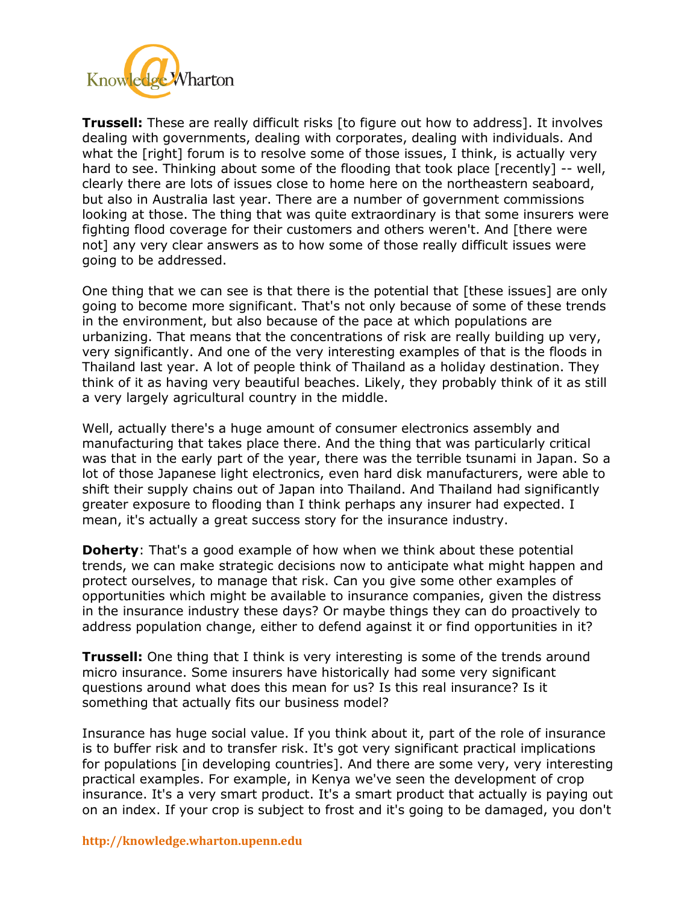**Trussell:** These are really difficult risks [to figure out how to address]. It involves dealing with governments, dealing with corporates, dealing with individuals. And what the [right] forum is to resolve some of those issues, I think, is actually very hard to see. Thinking about some of the flooding that took place [recently] -- well, clearly there are lots of issues close to home here on the northeastern seaboard, but also in Australia last year. There are a number of government commissions looking at those. The thing that was quite extraordinary is that some insurers were fighting flood coverage for their customers and others weren't. And [there were not] any very clear answers as to how some of those really difficult issues were going to be addressed.

One thing that we can see is that there is the potential that [these issues] are only going to become more significant. That's not only because of some of these trends in the environment, but also because of the pace at which populations are urbanizing. That means that the concentrations of risk are really building up very, very significantly. And one of the very interesting examples of that is the floods in Thailand last year. A lot of people think of Thailand as a holiday destination. They think of it as having very beautiful beaches. Likely, they probably think of it as still a very largely agricultural country in the middle.

Well, actually there's a huge amount of consumer electronics assembly and manufacturing that takes place there. And the thing that was particularly critical was that in the early part of the year, there was the terrible tsunami in Japan. So a lot of those Japanese light electronics, even hard disk manufacturers, were able to shift their supply chains out of Japan into Thailand. And Thailand had significantly greater exposure to flooding than I think perhaps any insurer had expected. I mean, it's actually a great success story for the insurance industry.

**Doherty**: That's a good example of how when we think about these potential trends, we can make strategic decisions now to anticipate what might happen and protect ourselves, to manage that risk. Can you give some other examples of opportunities which might be available to insurance companies, given the distress in the insurance industry these days? Or maybe things they can do proactively to address population change, either to defend against it or find opportunities in it?

**Trussell:** One thing that I think is very interesting is some of the trends around micro insurance. Some insurers have historically had some very significant questions around what does this mean for us? Is this real insurance? Is it something that actually fits our business model?

Insurance has huge social value. If you think about it, part of the role of insurance is to buffer risk and to transfer risk. It's got very significant practical implications for populations [in developing countries]. And there are some very, very interesting practical examples. For example, in Kenya we've seen the development of crop insurance. It's a very smart product. It's a smart product that actually is paying out on an index. If your crop is subject to frost and it's going to be damaged, you don't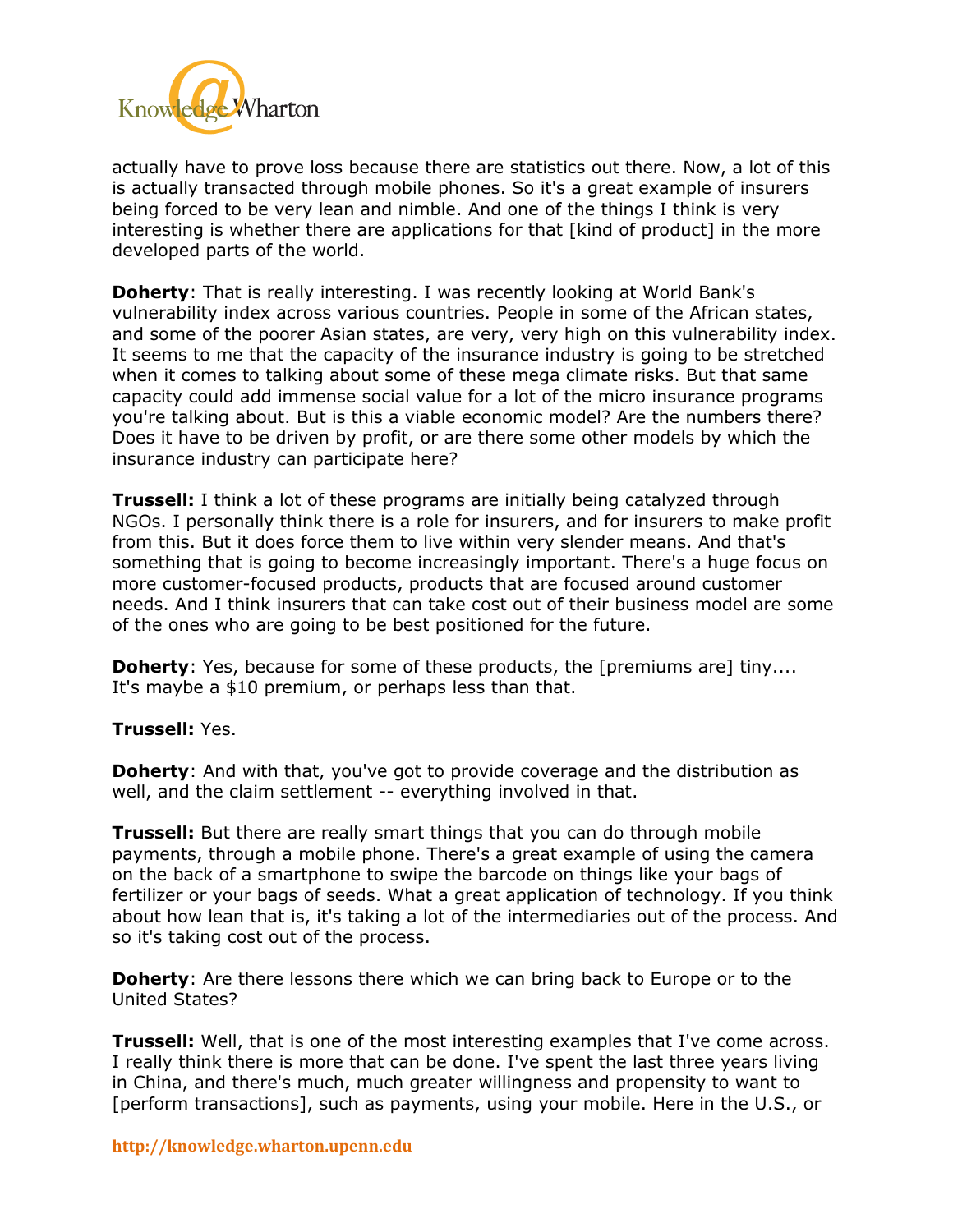actually have to prove loss because there are statistics out there. Now, a lot of this is actually transacted through mobile phones. So it's a great example of insurers being forced to be very lean and nimble. And one of the things I think is very interesting is whether there are applications for that [kind of product] in the more developed parts of the world.

**Doherty**: That is really interesting. I was recently looking at World Bank's vulnerability index across various countries. People in some of the African states, and some of the poorer Asian states, are very, very high on this vulnerability index. It seems to me that the capacity of the insurance industry is going to be stretched when it comes to talking about some of these mega climate risks. But that same capacity could add immense social value for a lot of the micro insurance programs you're talking about. But is this a viable economic model? Are the numbers there? Does it have to be driven by profit, or are there some other models by which the insurance industry can participate here?

**Trussell:** I think a lot of these programs are initially being catalyzed through NGOs. I personally think there is a role for insurers, and for insurers to make profit from this. But it does force them to live within very slender means. And that's something that is going to become increasingly important. There's a huge focus on more customer-focused products, products that are focused around customer needs. And I think insurers that can take cost out of their business model are some of the ones who are going to be best positioned for the future.

**Doherty**: Yes, because for some of these products, the [premiums are] tiny.... It's maybe a $10 premium, or perhaps less than that.

**Trussell:** Yes.

**Doherty**: And with that, you've got to provide coverage and the distribution as well, and the claim settlement -- everything involved in that.

**Trussell:** But there are really smart things that you can do through mobile payments, through a mobile phone. There's a great example of using the camera on the back of a smartphone to swipe the barcode on things like your bags of fertilizer or your bags of seeds. What a great application of technology. If you think about how lean that is, it's taking a lot of the intermediaries out of the process. And so it's taking cost out of the process.

**Doherty**: Are there lessons there which we can bring back to Europe or to the United States?

**Trussell:** Well, that is one of the most interesting examples that I've come across. I really think there is more that can be done. I've spent the last three years living in China, and there's much, much greater willingness and propensity to want to [perform transactions], such as payments, using your mobile. Here in the U.S., or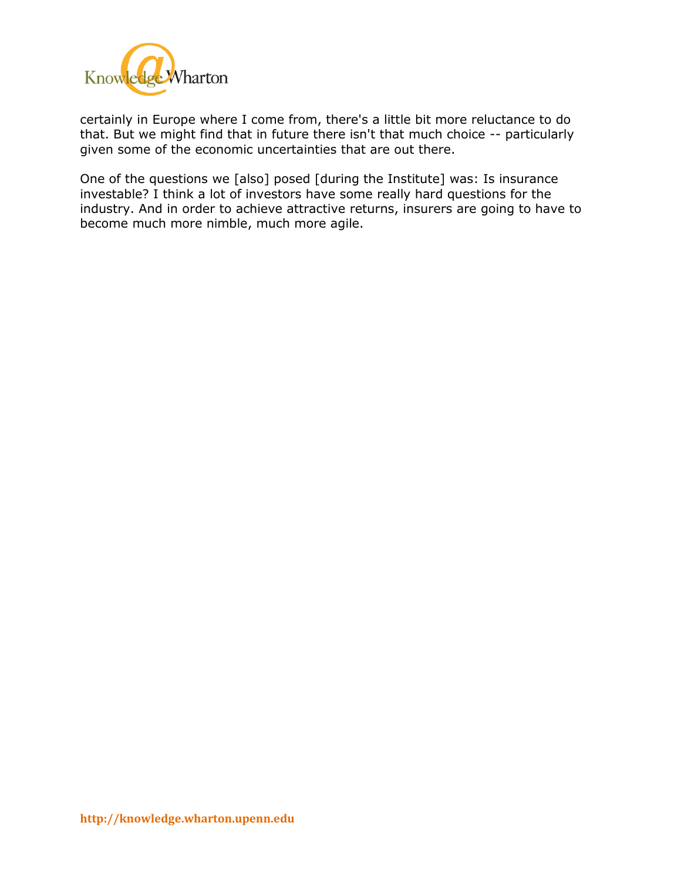certainly in Europe where I come from, there's a little bit more reluctance to do that. But we might find that in future there isn't that much choice -- particularly given some of the economic uncertainties that are out there.

One of the questions we [also] posed [during the Institute] was: Is insurance investable? I think a lot of investors have some really hard questions for the industry. And in order to achieve attractive returns, insurers are going to have to become much more nimble, much more agile.